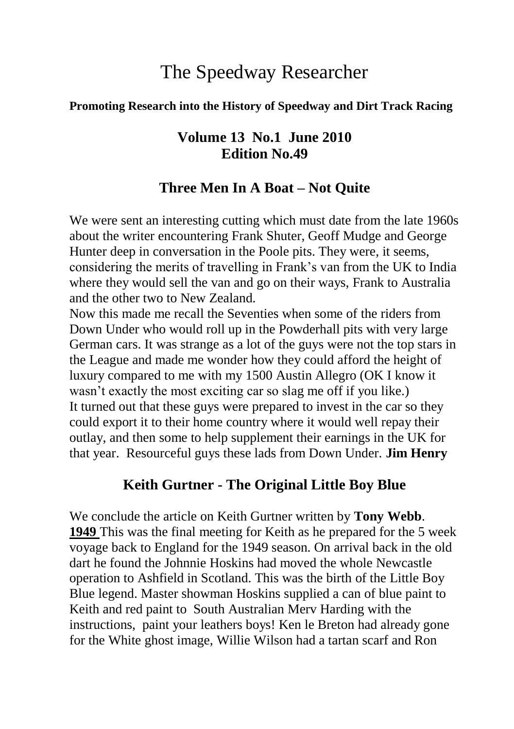# The Speedway Researcher

**Promoting Research into the History of Speedway and Dirt Track Racing**

**Volume 13 No.1 June 2010**
**Edition No.49**

## Three Men In A Boat – Not Quite

We were sent an interesting cutting which must date from the late 1960s about the writer encountering Frank Shuter, Geoff Mudge and George Hunter deep in conversation in the Poole pits. They were, it seems, considering the merits of travelling in Frank's van from the UK to India where they would sell the van and go on their ways, Frank to Australia and the other two to New Zealand.

Now this made me recall the Seventies when some of the riders from Down Under who would roll up in the Powderhall pits with very large German cars. It was strange as a lot of the guys were not the top stars in the League and made me wonder how they could afford the height of luxury compared to me with my 1500 Austin Allegro (OK I know it wasn't exactly the most exciting car so slag me off if you like.)

It turned out that these guys were prepared to invest in the car so they could export it to their home country where it would well repay their outlay, and then some to help supplement their earnings in the UK for that year. Resourceful guys these lads from Down Under. **Jim Henry**

## Keith Gurtner - The Original Little Boy Blue

We conclude the article on Keith Gurtner written by **Tony Webb**.

**1949** This was the final meeting for Keith as he prepared for the 5 week voyage back to England for the 1949 season. On arrival back in the old dart he found the Johnnie Hoskins had moved the whole Newcastle operation to Ashfield in Scotland. This was the birth of the Little Boy Blue legend. Master showman Hoskins supplied a can of blue paint to Keith and red paint to South Australian Merv Harding with the instructions, paint your leathers boys! Ken le Breton had already gone for the White ghost image, Willie Wilson had a tartan scarf and Ron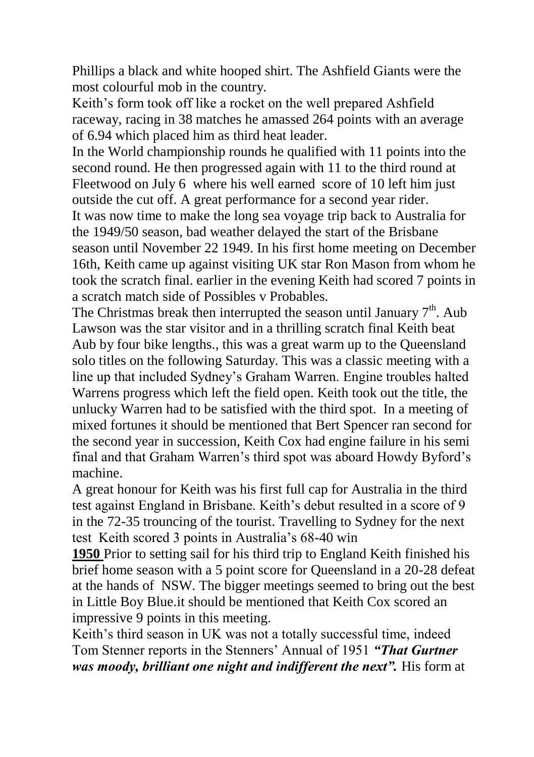Phillips a black and white hooped shirt. The Ashfield Giants were the most colourful mob in the country.

Keith's form took off like a rocket on the well prepared Ashfield raceway, racing in 38 matches he amassed 264 points with an average of 6.94 which placed him as third heat leader.

In the World championship rounds he qualified with 11 points into the second round. He then progressed again with 11 to the third round at Fleetwood on July 6 where his well earned score of 10 left him just outside the cut off. A great performance for a second year rider.

It was now time to make the long sea voyage trip back to Australia for the 1949/50 season, bad weather delayed the start of the Brisbane season until November 22 1949. In his first home meeting on December 16th, Keith came up against visiting UK star Ron Mason from whom he took the scratch final. earlier in the evening Keith had scored 7 points in a scratch match side of Possibles v Probables.

The Christmas break then interrupted the season until January 7th. Aub Lawson was the star visitor and in a thrilling scratch final Keith beat Aub by four bike lengths., this was a great warm up to the Queensland solo titles on the following Saturday. This was a classic meeting with a line up that included Sydney's Graham Warren. Engine troubles halted Warrens progress which left the field open. Keith took out the title, the unlucky Warren had to be satisfied with the third spot. In a meeting of mixed fortunes it should be mentioned that Bert Spencer ran second for the second year in succession, Keith Cox had engine failure in his semi final and that Graham Warren's third spot was aboard Howdy Byford's machine.

A great honour for Keith was his first full cap for Australia in the third test against England in Brisbane. Keith's debut resulted in a score of 9 in the 72-35 trouncing of the tourist. Travelling to Sydney for the next test Keith scored 3 points in Australia's 68-40 win

**1950** Prior to setting sail for his third trip to England Keith finished his brief home season with a 5 point score for Queensland in a 20-28 defeat at the hands of NSW. The bigger meetings seemed to bring out the best in Little Boy Blue.it should be mentioned that Keith Cox scored an impressive 9 points in this meeting.

Keith's third season in UK was not a totally successful time, indeed Tom Stenner reports in the Stenners' Annual of 1951 ***"That Gurtner was moody, brilliant one night and indifferent the next".*** His form at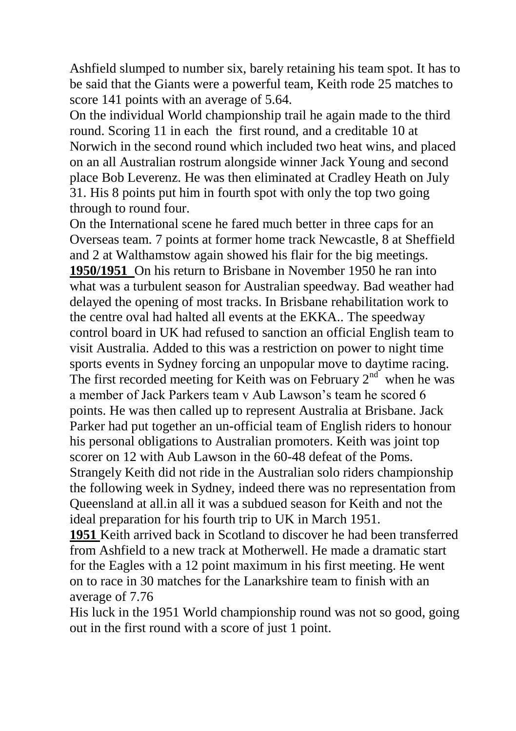Ashfield slumped to number six, barely retaining his team spot. It has to be said that the Giants were a powerful team, Keith rode 25 matches to score 141 points with an average of 5.64.

On the individual World championship trail he again made to the third round. Scoring 11 in each the first round, and a creditable 10 at Norwich in the second round which included two heat wins, and placed on an all Australian rostrum alongside winner Jack Young and second place Bob Leverenz. He was then eliminated at Cradley Heath on July 31. His 8 points put him in fourth spot with only the top two going through to round four.

On the International scene he fared much better in three caps for an Overseas team. 7 points at former home track Newcastle, 8 at Sheffield and 2 at Walthamstow again showed his flair for the big meetings.

**1950/1951** On his return to Brisbane in November 1950 he ran into what was a turbulent season for Australian speedway. Bad weather had delayed the opening of most tracks. In Brisbane rehabilitation work to the centre oval had halted all events at the EKKA.. The speedway control board in UK had refused to sanction an official English team to visit Australia. Added to this was a restriction on power to night time sports events in Sydney forcing an unpopular move to daytime racing. The first recorded meeting for Keith was on February 2nd when he was a member of Jack Parkers team v Aub Lawson's team he scored 6 points. He was then called up to represent Australia at Brisbane. Jack Parker had put together an un-official team of English riders to honour his personal obligations to Australian promoters. Keith was joint top scorer on 12 with Aub Lawson in the 60-48 defeat of the Poms. Strangely Keith did not ride in the Australian solo riders championship the following week in Sydney, indeed there was no representation from Queensland at all.in all it was a subdued season for Keith and not the ideal preparation for his fourth trip to UK in March 1951.

**1951** Keith arrived back in Scotland to discover he had been transferred from Ashfield to a new track at Motherwell. He made a dramatic start for the Eagles with a 12 point maximum in his first meeting. He went on to race in 30 matches for the Lanarkshire team to finish with an average of 7.76

His luck in the 1951 World championship round was not so good, going out in the first round with a score of just 1 point.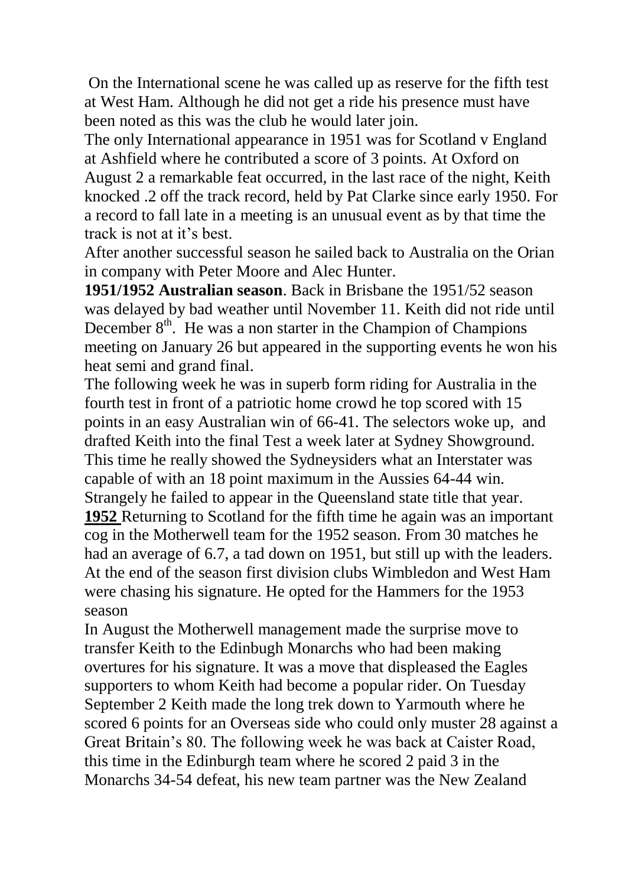On the International scene he was called up as reserve for the fifth test at West Ham. Although he did not get a ride his presence must have been noted as this was the club he would later join.

The only International appearance in 1951 was for Scotland v England at Ashfield where he contributed a score of 3 points. At Oxford on August 2 a remarkable feat occurred, in the last race of the night, Keith knocked .2 off the track record, held by Pat Clarke since early 1950. For a record to fall late in a meeting is an unusual event as by that time the track is not at it's best.

After another successful season he sailed back to Australia on the Orian in company with Peter Moore and Alec Hunter.

**1951/1952 Australian season**. Back in Brisbane the 1951/52 season was delayed by bad weather until November 11. Keith did not ride until December 8th. He was a non starter in the Champion of Champions meeting on January 26 but appeared in the supporting events he won his heat semi and grand final.

The following week he was in superb form riding for Australia in the fourth test in front of a patriotic home crowd he top scored with 15 points in an easy Australian win of 66-41. The selectors woke up, and drafted Keith into the final Test a week later at Sydney Showground. This time he really showed the Sydneysiders what an Interstater was capable of with an 18 point maximum in the Aussies 64-44 win. Strangely he failed to appear in the Queensland state title that year.

**1952** Returning to Scotland for the fifth time he again was an important cog in the Motherwell team for the 1952 season. From 30 matches he had an average of 6.7, a tad down on 1951, but still up with the leaders. At the end of the season first division clubs Wimbledon and West Ham were chasing his signature. He opted for the Hammers for the 1953 season

In August the Motherwell management made the surprise move to transfer Keith to the Edinbugh Monarchs who had been making overtures for his signature. It was a move that displeased the Eagles supporters to whom Keith had become a popular rider. On Tuesday September 2 Keith made the long trek down to Yarmouth where he scored 6 points for an Overseas side who could only muster 28 against a Great Britain's 80. The following week he was back at Caister Road, this time in the Edinburgh team where he scored 2 paid 3 in the Monarchs 34-54 defeat, his new team partner was the New Zealand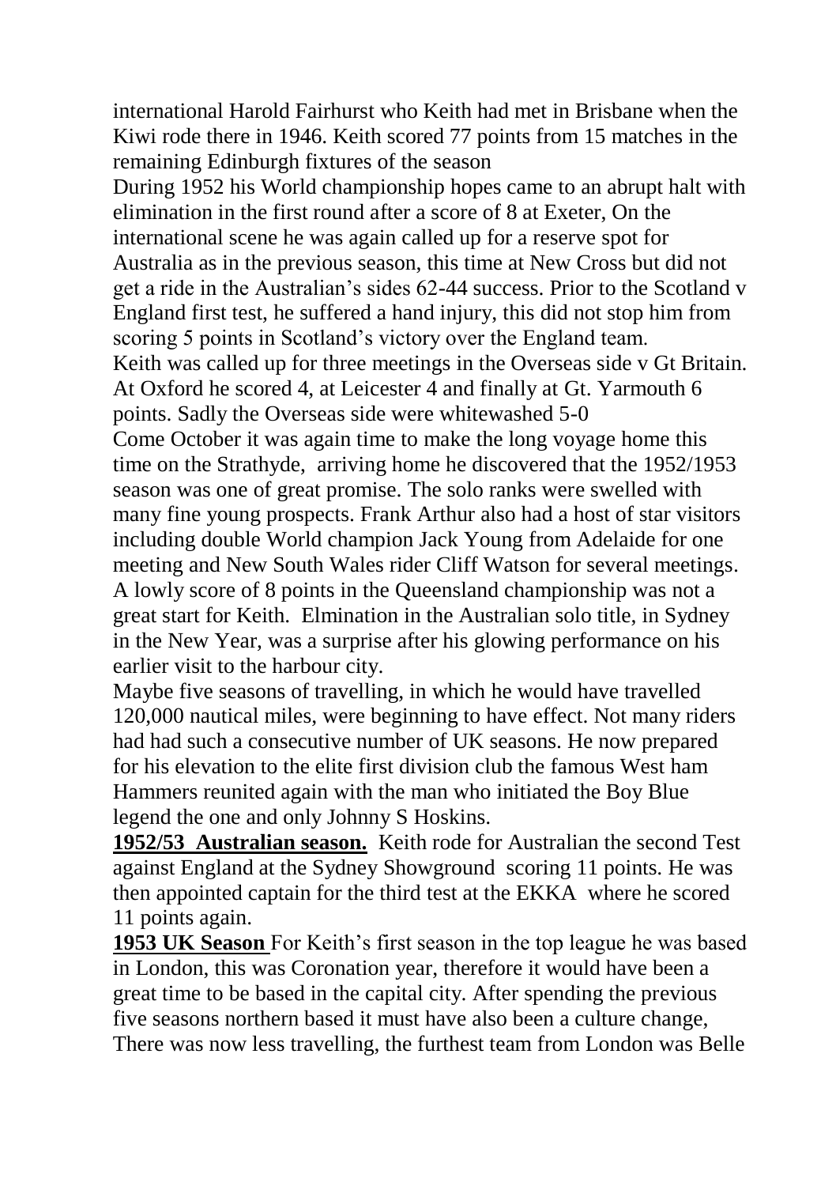international Harold Fairhurst who Keith had met in Brisbane when the Kiwi rode there in 1946. Keith scored 77 points from 15 matches in the remaining Edinburgh fixtures of the season

During 1952 his World championship hopes came to an abrupt halt with elimination in the first round after a score of 8 at Exeter, On the international scene he was again called up for a reserve spot for Australia as in the previous season, this time at New Cross but did not get a ride in the Australian's sides 62-44 success. Prior to the Scotland v England first test, he suffered a hand injury, this did not stop him from scoring 5 points in Scotland's victory over the England team.

Keith was called up for three meetings in the Overseas side v Gt Britain. At Oxford he scored 4, at Leicester 4 and finally at Gt. Yarmouth 6 points. Sadly the Overseas side were whitewashed 5-0

Come October it was again time to make the long voyage home this time on the Strathyde, arriving home he discovered that the 1952/1953 season was one of great promise. The solo ranks were swelled with many fine young prospects. Frank Arthur also had a host of star visitors including double World champion Jack Young from Adelaide for one meeting and New South Wales rider Cliff Watson for several meetings. A lowly score of 8 points in the Queensland championship was not a great start for Keith. Elmination in the Australian solo title, in Sydney in the New Year, was a surprise after his glowing performance on his earlier visit to the harbour city.

Maybe five seasons of travelling, in which he would have travelled 120,000 nautical miles, were beginning to have effect. Not many riders had had such a consecutive number of UK seasons. He now prepared for his elevation to the elite first division club the famous West ham Hammers reunited again with the man who initiated the Boy Blue legend the one and only Johnny S Hoskins.

**1952/53 Australian season.** Keith rode for Australian the second Test against England at the Sydney Showground scoring 11 points. He was then appointed captain for the third test at the EKKA where he scored 11 points again.

**1953 UK Season** For Keith's first season in the top league he was based in London, this was Coronation year, therefore it would have been a great time to be based in the capital city. After spending the previous five seasons northern based it must have also been a culture change, There was now less travelling, the furthest team from London was Belle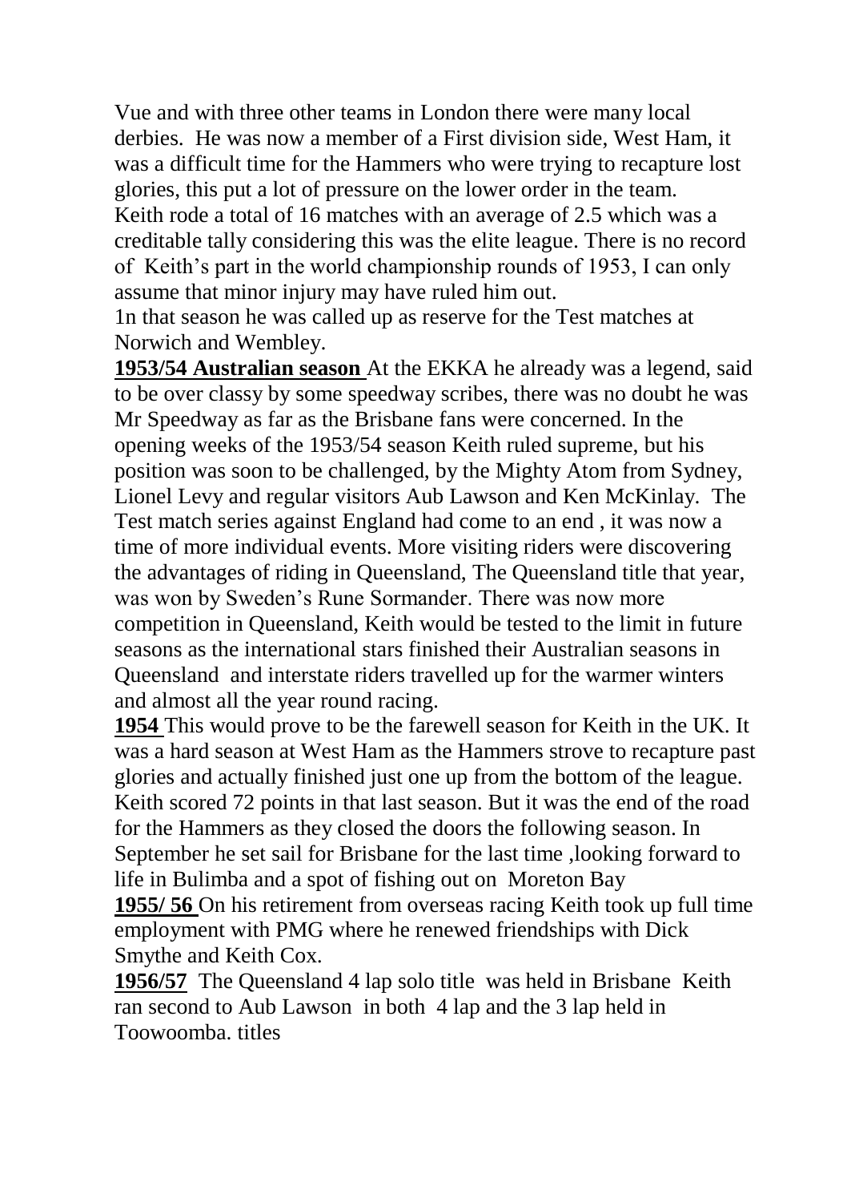Vue and with three other teams in London there were many local derbies. He was now a member of a First division side, West Ham, it was a difficult time for the Hammers who were trying to recapture lost glories, this put a lot of pressure on the lower order in the team. Keith rode a total of 16 matches with an average of 2.5 which was a creditable tally considering this was the elite league. There is no record of Keith's part in the world championship rounds of 1953, I can only assume that minor injury may have ruled him out.
1n that season he was called up as reserve for the Test matches at Norwich and Wembley.

**1953/54 Australian season** At the EKKA he already was a legend, said to be over classy by some speedway scribes, there was no doubt he was Mr Speedway as far as the Brisbane fans were concerned. In the opening weeks of the 1953/54 season Keith ruled supreme, but his position was soon to be challenged, by the Mighty Atom from Sydney, Lionel Levy and regular visitors Aub Lawson and Ken McKinlay. The Test match series against England had come to an end , it was now a time of more individual events. More visiting riders were discovering the advantages of riding in Queensland, The Queensland title that year, was won by Sweden's Rune Sormander. There was now more competition in Queensland, Keith would be tested to the limit in future seasons as the international stars finished their Australian seasons in Queensland and interstate riders travelled up for the warmer winters and almost all the year round racing.

**1954** This would prove to be the farewell season for Keith in the UK. It was a hard season at West Ham as the Hammers strove to recapture past glories and actually finished just one up from the bottom of the league. Keith scored 72 points in that last season. But it was the end of the road for the Hammers as they closed the doors the following season. In September he set sail for Brisbane for the last time ,looking forward to life in Bulimba and a spot of fishing out on Moreton Bay

**1955/ 56** On his retirement from overseas racing Keith took up full time employment with PMG where he renewed friendships with Dick Smythe and Keith Cox.

**1956/57** The Queensland 4 lap solo title was held in Brisbane Keith ran second to Aub Lawson in both 4 lap and the 3 lap held in Toowoomba. titles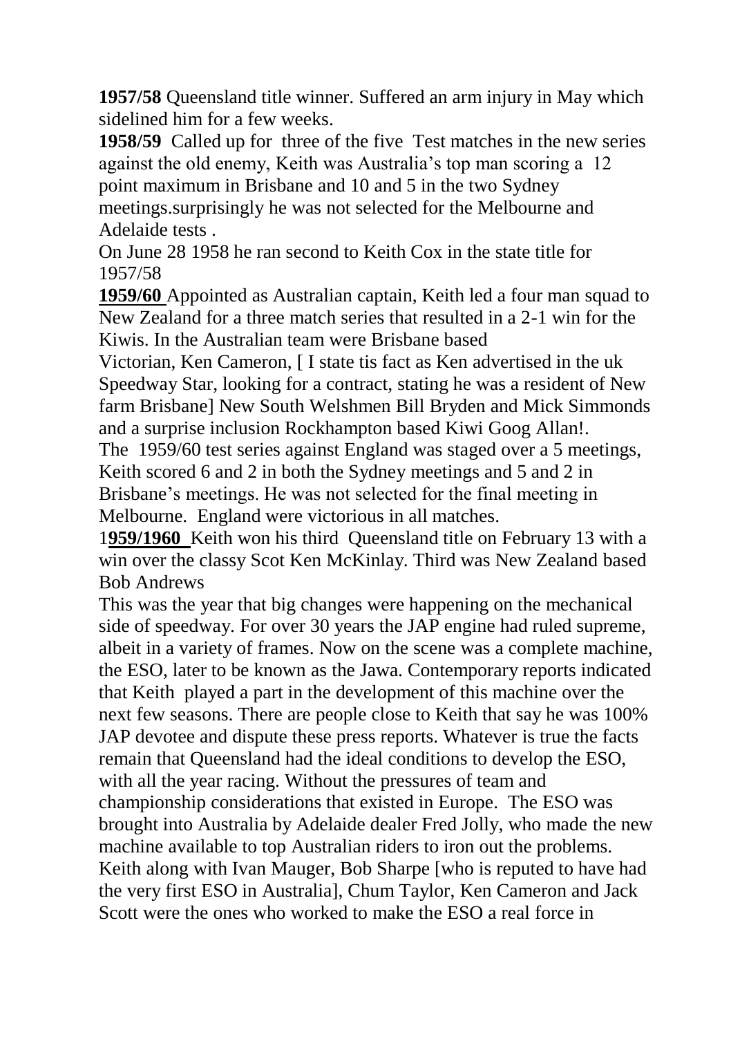**1957/58** Queensland title winner. Suffered an arm injury in May which sidelined him for a few weeks.

**1958/59** Called up for three of the five Test matches in the new series against the old enemy, Keith was Australia's top man scoring a 12 point maximum in Brisbane and 10 and 5 in the two Sydney meetings.surprisingly he was not selected for the Melbourne and Adelaide tests .

On June 28 1958 he ran second to Keith Cox in the state title for 1957/58

**1959/60** Appointed as Australian captain, Keith led a four man squad to New Zealand for a three match series that resulted in a 2-1 win for the Kiwis. In the Australian team were Brisbane based

Victorian, Ken Cameron, [ I state tis fact as Ken advertised in the uk Speedway Star, looking for a contract, stating he was a resident of New farm Brisbane] New South Welshmen Bill Bryden and Mick Simmonds and a surprise inclusion Rockhampton based Kiwi Goog Allan!.

The 1959/60 test series against England was staged over a 5 meetings, Keith scored 6 and 2 in both the Sydney meetings and 5 and 2 in Brisbane's meetings. He was not selected for the final meeting in Melbourne. England were victorious in all matches.

1**959/1960** Keith won his third Queensland title on February 13 with a win over the classy Scot Ken McKinlay. Third was New Zealand based Bob Andrews

This was the year that big changes were happening on the mechanical side of speedway. For over 30 years the JAP engine had ruled supreme, albeit in a variety of frames. Now on the scene was a complete machine, the ESO, later to be known as the Jawa. Contemporary reports indicated that Keith played a part in the development of this machine over the next few seasons. There are people close to Keith that say he was 100% JAP devotee and dispute these press reports. Whatever is true the facts remain that Queensland had the ideal conditions to develop the ESO, with all the year racing. Without the pressures of team and championship considerations that existed in Europe. The ESO was brought into Australia by Adelaide dealer Fred Jolly, who made the new machine available to top Australian riders to iron out the problems. Keith along with Ivan Mauger, Bob Sharpe [who is reputed to have had the very first ESO in Australia], Chum Taylor, Ken Cameron and Jack Scott were the ones who worked to make the ESO a real force in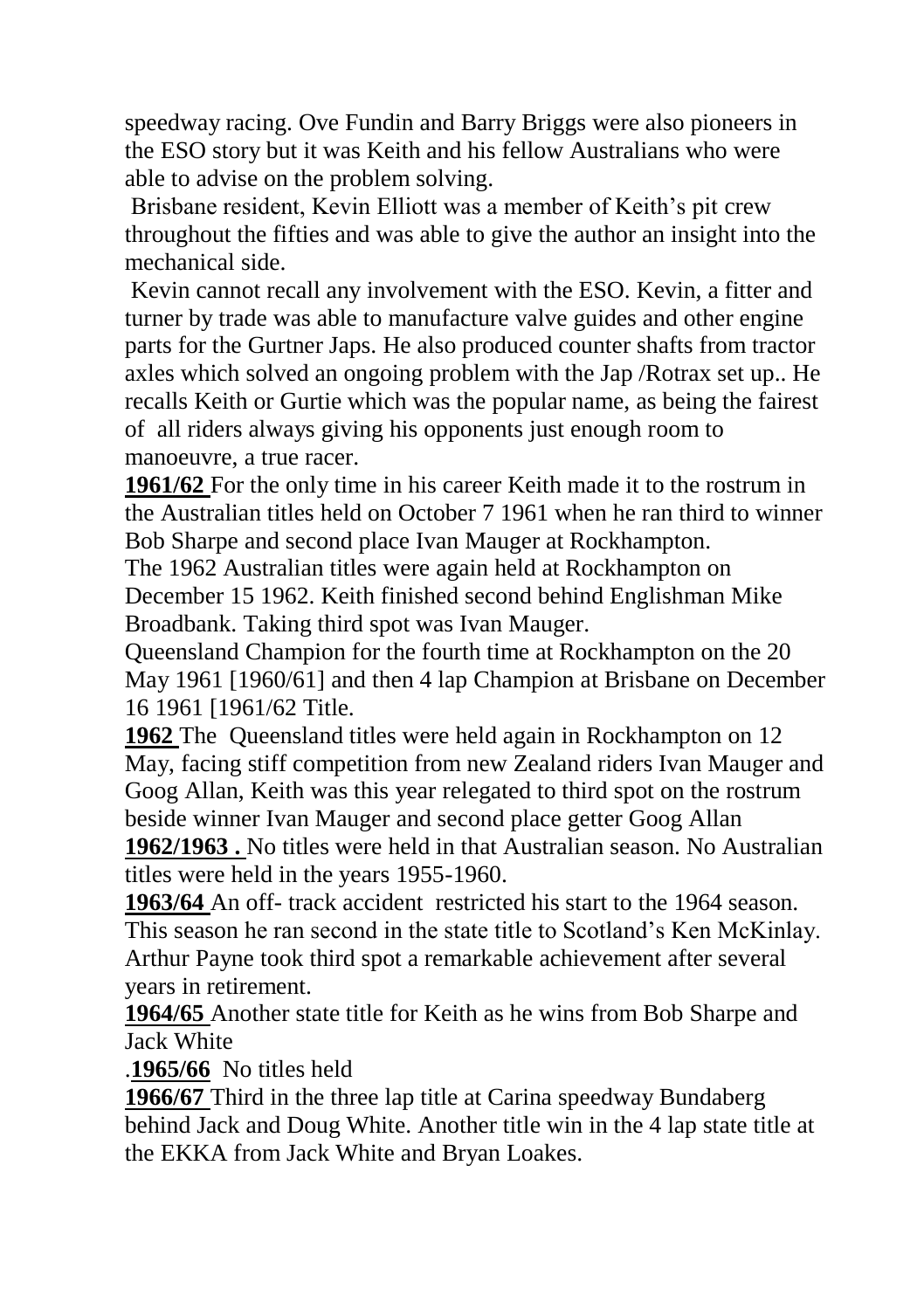speedway racing. Ove Fundin and Barry Briggs were also pioneers in the ESO story but it was Keith and his fellow Australians who were able to advise on the problem solving.

Brisbane resident, Kevin Elliott was a member of Keith's pit crew throughout the fifties and was able to give the author an insight into the mechanical side.

Kevin cannot recall any involvement with the ESO. Kevin, a fitter and turner by trade was able to manufacture valve guides and other engine parts for the Gurtner Japs. He also produced counter shafts from tractor axles which solved an ongoing problem with the Jap /Rotrax set up.. He recalls Keith or Gurtie which was the popular name, as being the fairest of all riders always giving his opponents just enough room to manoeuvre, a true racer.

**1961/62** For the only time in his career Keith made it to the rostrum in the Australian titles held on October 7 1961 when he ran third to winner Bob Sharpe and second place Ivan Mauger at Rockhampton.

The 1962 Australian titles were again held at Rockhampton on December 15 1962. Keith finished second behind Englishman Mike Broadbank. Taking third spot was Ivan Mauger.

Queensland Champion for the fourth time at Rockhampton on the 20 May 1961 [1960/61] and then 4 lap Champion at Brisbane on December 16 1961 [1961/62 Title.

**1962** The Queensland titles were held again in Rockhampton on 12 May, facing stiff competition from new Zealand riders Ivan Mauger and Goog Allan, Keith was this year relegated to third spot on the rostrum beside winner Ivan Mauger and second place getter Goog Allan

**1962/1963 .** No titles were held in that Australian season. No Australian titles were held in the years 1955-1960.

**1963/64** An off- track accident restricted his start to the 1964 season. This season he ran second in the state title to Scotland's Ken McKinlay. Arthur Payne took third spot a remarkable achievement after several years in retirement.

**1964/65** Another state title for Keith as he wins from Bob Sharpe and Jack White

.**1965/66** No titles held

**1966/67** Third in the three lap title at Carina speedway Bundaberg behind Jack and Doug White. Another title win in the 4 lap state title at the EKKA from Jack White and Bryan Loakes.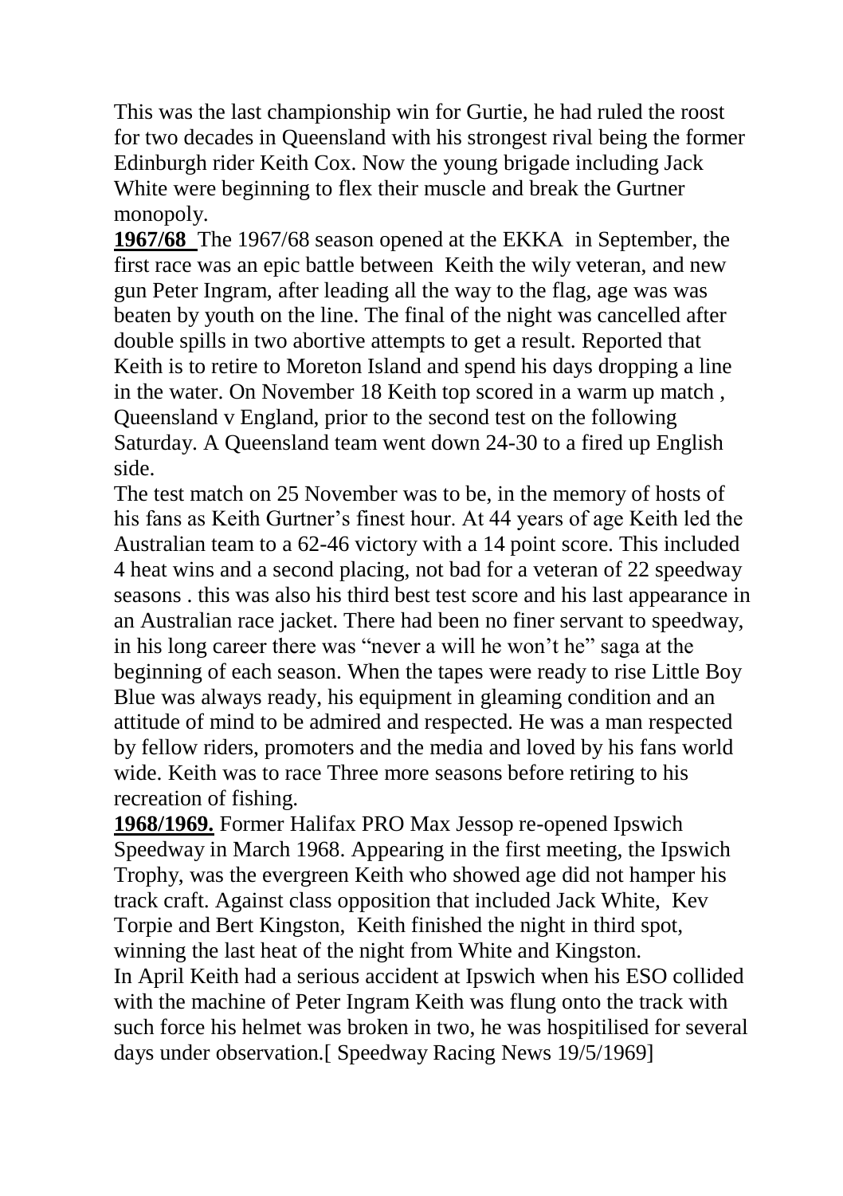This was the last championship win for Gurtie, he had ruled the roost for two decades in Queensland with his strongest rival being the former Edinburgh rider Keith Cox. Now the young brigade including Jack White were beginning to flex their muscle and break the Gurtner monopoly.

**1967/68** The 1967/68 season opened at the EKKA in September, the first race was an epic battle between Keith the wily veteran, and new gun Peter Ingram, after leading all the way to the flag, age was was beaten by youth on the line. The final of the night was cancelled after double spills in two abortive attempts to get a result. Reported that Keith is to retire to Moreton Island and spend his days dropping a line in the water. On November 18 Keith top scored in a warm up match , Queensland v England, prior to the second test on the following Saturday. A Queensland team went down 24-30 to a fired up English side.

The test match on 25 November was to be, in the memory of hosts of his fans as Keith Gurtner's finest hour. At 44 years of age Keith led the Australian team to a 62-46 victory with a 14 point score. This included 4 heat wins and a second placing, not bad for a veteran of 22 speedway seasons . this was also his third best test score and his last appearance in an Australian race jacket. There had been no finer servant to speedway, in his long career there was "never a will he won't he" saga at the beginning of each season. When the tapes were ready to rise Little Boy Blue was always ready, his equipment in gleaming condition and an attitude of mind to be admired and respected. He was a man respected by fellow riders, promoters and the media and loved by his fans world wide. Keith was to race Three more seasons before retiring to his recreation of fishing.

**1968/1969.** Former Halifax PRO Max Jessop re-opened Ipswich Speedway in March 1968. Appearing in the first meeting, the Ipswich Trophy, was the evergreen Keith who showed age did not hamper his track craft. Against class opposition that included Jack White, Kev Torpie and Bert Kingston, Keith finished the night in third spot, winning the last heat of the night from White and Kingston.

In April Keith had a serious accident at Ipswich when his ESO collided with the machine of Peter Ingram Keith was flung onto the track with such force his helmet was broken in two, he was hospitilised for several days under observation.[ Speedway Racing News 19/5/1969]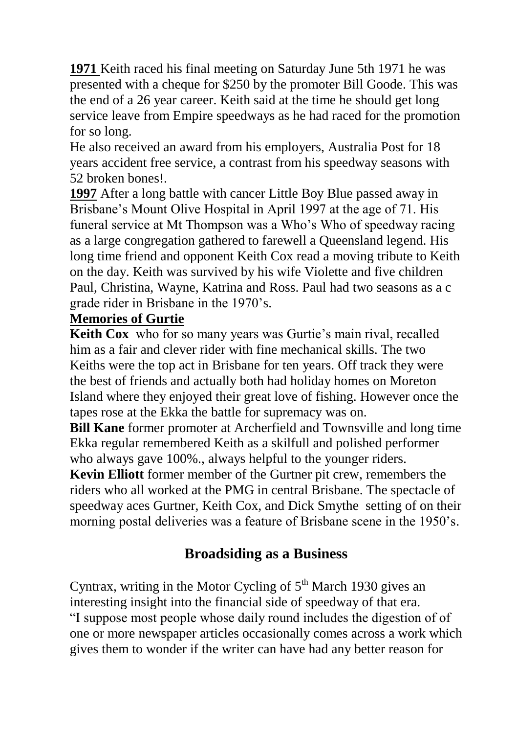**1971** Keith raced his final meeting on Saturday June 5th 1971 he was presented with a cheque for $250 by the promoter Bill Goode. This was the end of a 26 year career. Keith said at the time he should get long service leave from Empire speedways as he had raced for the promotion for so long.

He also received an award from his employers, Australia Post for 18 years accident free service, a contrast from his speedway seasons with 52 broken bones!.

**1997** After a long battle with cancer Little Boy Blue passed away in Brisbane's Mount Olive Hospital in April 1997 at the age of 71. His funeral service at Mt Thompson was a Who's Who of speedway racing as a large congregation gathered to farewell a Queensland legend. His long time friend and opponent Keith Cox read a moving tribute to Keith on the day. Keith was survived by his wife Violette and five children Paul, Christina, Wayne, Katrina and Ross. Paul had two seasons as a c grade rider in Brisbane in the 1970's.

**Memories of Gurtie**

**Keith Cox** who for so many years was Gurtie's main rival, recalled him as a fair and clever rider with fine mechanical skills. The two Keiths were the top act in Brisbane for ten years. Off track they were the best of friends and actually both had holiday homes on Moreton Island where they enjoyed their great love of fishing. However once the tapes rose at the Ekka the battle for supremacy was on.

**Bill Kane** former promoter at Archerfield and Townsville and long time Ekka regular remembered Keith as a skilfull and polished performer who always gave 100%., always helpful to the younger riders.

**Kevin Elliott** former member of the Gurtner pit crew, remembers the riders who all worked at the PMG in central Brisbane. The spectacle of speedway aces Gurtner, Keith Cox, and Dick Smythe setting of on their morning postal deliveries was a feature of Brisbane scene in the 1950's.

## Broadsiding as a Business

Cyntrax, writing in the Motor Cycling of 5th March 1930 gives an interesting insight into the financial side of speedway of that era.

"I suppose most people whose daily round includes the digestion of of one or more newspaper articles occasionally comes across a work which gives them to wonder if the writer can have had any better reason for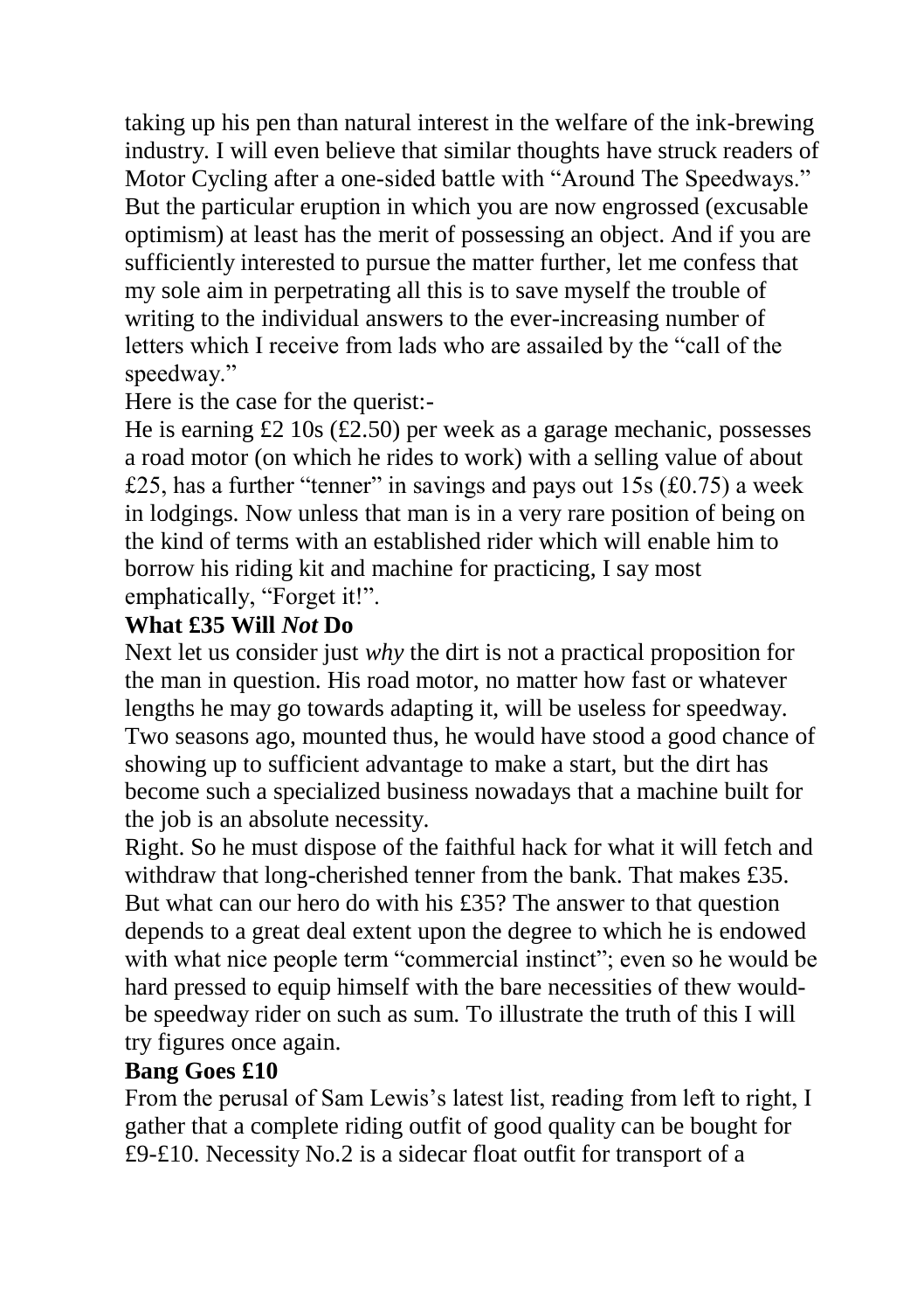taking up his pen than natural interest in the welfare of the ink-brewing industry. I will even believe that similar thoughts have struck readers of Motor Cycling after a one-sided battle with "Around The Speedways." But the particular eruption in which you are now engrossed (excusable optimism) at least has the merit of possessing an object. And if you are sufficiently interested to pursue the matter further, let me confess that my sole aim in perpetrating all this is to save myself the trouble of writing to the individual answers to the ever-increasing number of letters which I receive from lads who are assailed by the "call of the speedway."

Here is the case for the querist:-

He is earning £2 10s (£2.50) per week as a garage mechanic, possesses a road motor (on which he rides to work) with a selling value of about £25, has a further "tenner" in savings and pays out 15s (£0.75) a week in lodgings. Now unless that man is in a very rare position of being on the kind of terms with an established rider which will enable him to borrow his riding kit and machine for practicing, I say most emphatically, "Forget it!".

### What £35 Will *Not* Do

Next let us consider just *why* the dirt is not a practical proposition for the man in question. His road motor, no matter how fast or whatever lengths he may go towards adapting it, will be useless for speedway. Two seasons ago, mounted thus, he would have stood a good chance of showing up to sufficient advantage to make a start, but the dirt has become such a specialized business nowadays that a machine built for the job is an absolute necessity.

Right. So he must dispose of the faithful hack for what it will fetch and withdraw that long-cherished tenner from the bank. That makes £35. But what can our hero do with his £35? The answer to that question depends to a great deal extent upon the degree to which he is endowed with what nice people term "commercial instinct"; even so he would be hard pressed to equip himself with the bare necessities of thew would-be speedway rider on such as sum. To illustrate the truth of this I will try figures once again.

### Bang Goes £10

From the perusal of Sam Lewis's latest list, reading from left to right, I gather that a complete riding outfit of good quality can be bought for £9-£10. Necessity No.2 is a sidecar float outfit for transport of a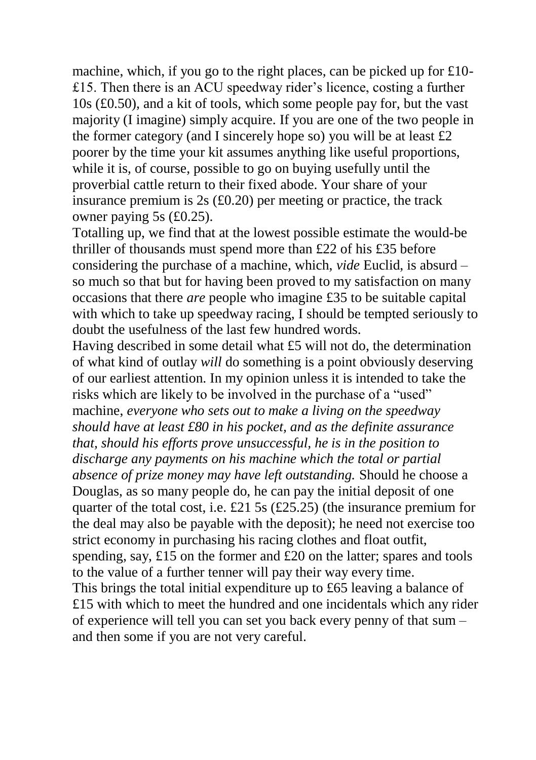machine, which, if you go to the right places, can be picked up for £10-£15. Then there is an ACU speedway rider's licence, costing a further 10s (£0.50), and a kit of tools, which some people pay for, but the vast majority (I imagine) simply acquire. If you are one of the two people in the former category (and I sincerely hope so) you will be at least £2 poorer by the time your kit assumes anything like useful proportions, while it is, of course, possible to go on buying usefully until the proverbial cattle return to their fixed abode. Your share of your insurance premium is 2s (£0.20) per meeting or practice, the track owner paying 5s (£0.25).

Totalling up, we find that at the lowest possible estimate the would-be thriller of thousands must spend more than £22 of his £35 before considering the purchase of a machine, which, *vide* Euclid, is absurd – so much so that but for having been proved to my satisfaction on many occasions that there *are* people who imagine £35 to be suitable capital with which to take up speedway racing, I should be tempted seriously to doubt the usefulness of the last few hundred words.

Having described in some detail what £5 will not do, the determination of what kind of outlay *will* do something is a point obviously deserving of our earliest attention. In my opinion unless it is intended to take the risks which are likely to be involved in the purchase of a "used" machine, *everyone who sets out to make a living on the speedway should have at least £80 in his pocket, and as the definite assurance that, should his efforts prove unsuccessful, he is in the position to discharge any payments on his machine which the total or partial absence of prize money may have left outstanding.* Should he choose a Douglas, as so many people do, he can pay the initial deposit of one quarter of the total cost, i.e. £21 5s (£25.25) (the insurance premium for the deal may also be payable with the deposit); he need not exercise too strict economy in purchasing his racing clothes and float outfit, spending, say, £15 on the former and £20 on the latter; spares and tools to the value of a further tenner will pay their way every time.

This brings the total initial expenditure up to £65 leaving a balance of £15 with which to meet the hundred and one incidentals which any rider of experience will tell you can set you back every penny of that sum – and then some if you are not very careful.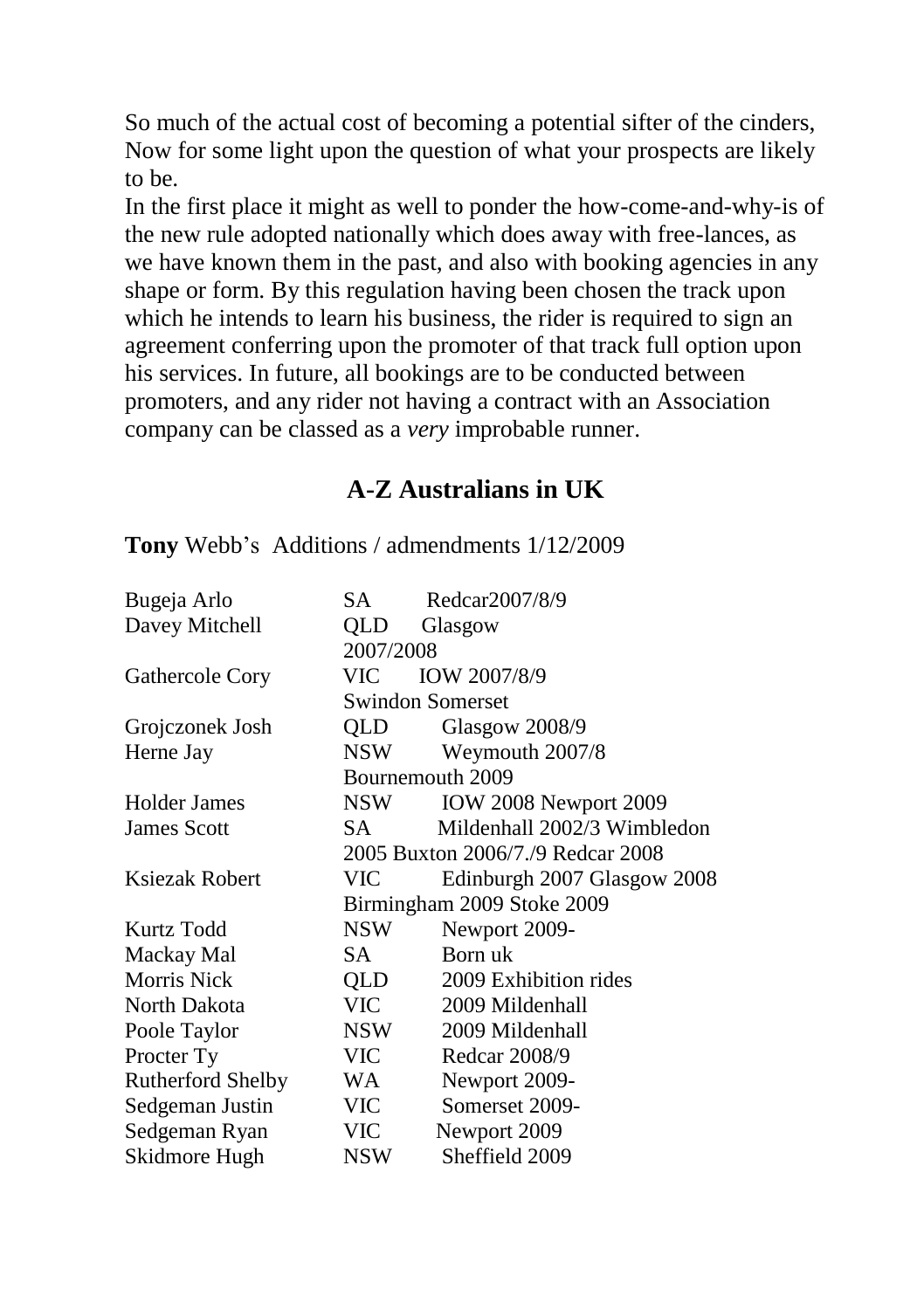So much of the actual cost of becoming a potential sifter of the cinders, Now for some light upon the question of what your prospects are likely to be.

In the first place it might as well to ponder the how-come-and-why-is of the new rule adopted nationally which does away with free-lances, as we have known them in the past, and also with booking agencies in any shape or form. By this regulation having been chosen the track upon which he intends to learn his business, the rider is required to sign an agreement conferring upon the promoter of that track full option upon his services. In future, all bookings are to be conducted between promoters, and any rider not having a contract with an Association company can be classed as a *very* improbable runner.

## A-Z Australians in UK

**Tony** Webb's Additions / admendments 1/12/2009

| | | |
|---|---|---|
| Bugeja Arlo | SA | Redcar2007/8/9 |
| Davey Mitchell | QLD | Glasgow 2007/2008 |
| Gathercole Cory | VIC | IOW 2007/8/9 Swindon Somerset |
| Grojczonek Josh | QLD | Glasgow 2008/9 |
| Herne Jay | NSW | Weymouth 2007/8 Bournemouth 2009 |
| Holder James | NSW | IOW 2008 Newport 2009 |
| James Scott | SA | Mildenhall 2002/3 Wimbledon 2005 Buxton 2006/7./9 Redcar 2008 |
| Ksiezak Robert | VIC | Edinburgh 2007 Glasgow 2008 Birmingham 2009 Stoke 2009 |
| Kurtz Todd | NSW | Newport 2009- |
| Mackay Mal | SA | Born uk |
| Morris Nick | QLD | 2009 Exhibition rides |
| North Dakota | VIC | 2009 Mildenhall |
| Poole Taylor | NSW | 2009 Mildenhall |
| Procter Ty | VIC | Redcar 2008/9 |
| Rutherford Shelby | WA | Newport 2009- |
| Sedgeman Justin | VIC | Somerset 2009- |
| Sedgeman Ryan | VIC | Newport 2009 |
| Skidmore Hugh | NSW | Sheffield 2009 |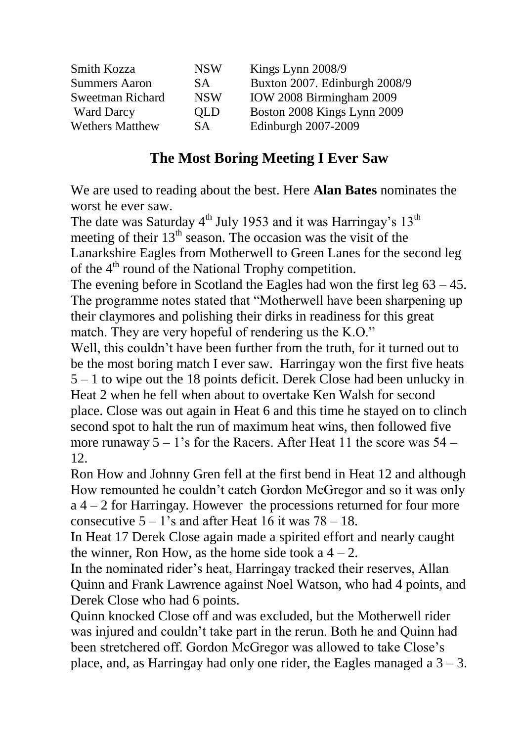| | | |
|---|---|---|
| Smith Kozza | NSW | Kings Lynn 2008/9 |
| Summers Aaron | SA | Buxton 2007. Edinburgh 2008/9 |
| Sweetman Richard | NSW | IOW 2008 Birmingham 2009 |
| Ward Darcy | QLD | Boston 2008 Kings Lynn 2009 |
| Wethers Matthew | SA | Edinburgh 2007-2009 |

## The Most Boring Meeting I Ever Saw

We are used to reading about the best. Here **Alan Bates** nominates the worst he ever saw.

The date was Saturday 4th July 1953 and it was Harringay's 13th meeting of their 13th season. The occasion was the visit of the Lanarkshire Eagles from Motherwell to Green Lanes for the second leg of the 4th round of the National Trophy competition.

The evening before in Scotland the Eagles had won the first leg 63 – 45. The programme notes stated that "Motherwell have been sharpening up their claymores and polishing their dirks in readiness for this great match. They are very hopeful of rendering us the K.O."

Well, this couldn't have been further from the truth, for it turned out to be the most boring match I ever saw. Harringay won the first five heats 5 – 1 to wipe out the 18 points deficit. Derek Close had been unlucky in Heat 2 when he fell when about to overtake Ken Walsh for second place. Close was out again in Heat 6 and this time he stayed on to clinch second spot to halt the run of maximum heat wins, then followed five more runaway 5 – 1's for the Racers. After Heat 11 the score was 54 – 12.

Ron How and Johnny Gren fell at the first bend in Heat 12 and although How remounted he couldn't catch Gordon McGregor and so it was only a 4 – 2 for Harringay. However the processions returned for four more consecutive 5 – 1's and after Heat 16 it was 78 – 18.

In Heat 17 Derek Close again made a spirited effort and nearly caught the winner, Ron How, as the home side took a 4 – 2.

In the nominated rider's heat, Harringay tracked their reserves, Allan Quinn and Frank Lawrence against Noel Watson, who had 4 points, and Derek Close who had 6 points.

Quinn knocked Close off and was excluded, but the Motherwell rider was injured and couldn't take part in the rerun. Both he and Quinn had been stretchered off. Gordon McGregor was allowed to take Close's place, and, as Harringay had only one rider, the Eagles managed a 3 – 3.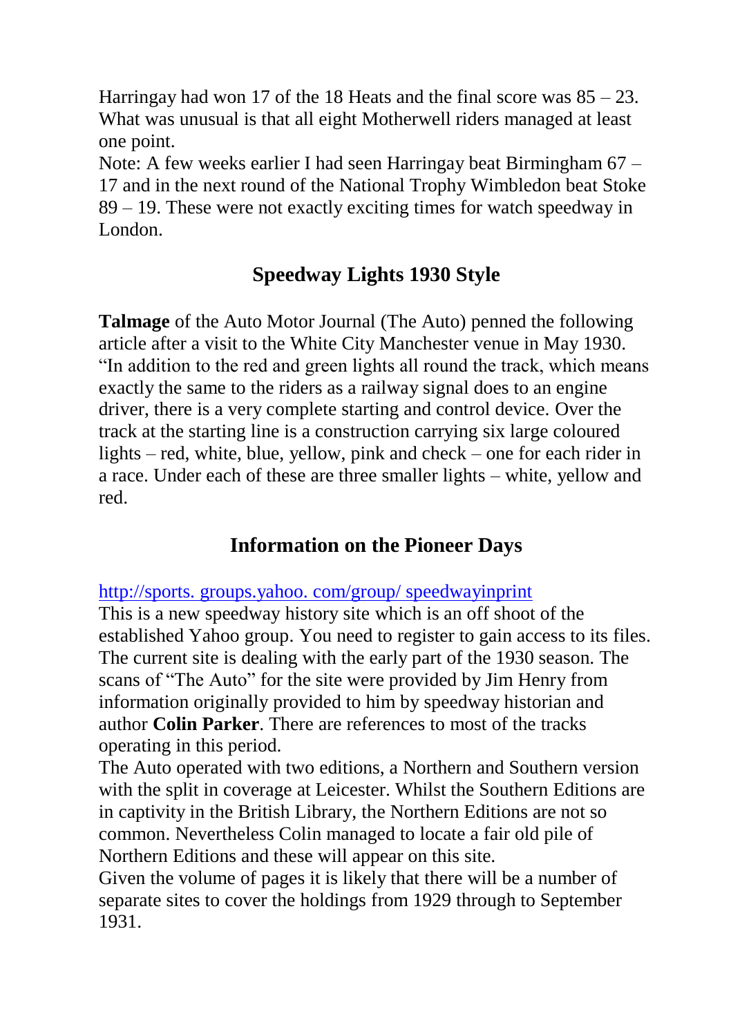Harringay had won 17 of the 18 Heats and the final score was 85 – 23. What was unusual is that all eight Motherwell riders managed at least one point.

Note: A few weeks earlier I had seen Harringay beat Birmingham 67 – 17 and in the next round of the National Trophy Wimbledon beat Stoke 89 – 19. These were not exactly exciting times for watch speedway in London.

## Speedway Lights 1930 Style

**Talmage** of the Auto Motor Journal (The Auto) penned the following article after a visit to the White City Manchester venue in May 1930. "In addition to the red and green lights all round the track, which means exactly the same to the riders as a railway signal does to an engine driver, there is a very complete starting and control device. Over the track at the starting line is a construction carrying six large coloured lights – red, white, blue, yellow, pink and check – one for each rider in a race. Under each of these are three smaller lights – white, yellow and red.

## Information on the Pioneer Days

[http://sports. groups.yahoo. com/group/ speedwayinprint](http://sports.groups.yahoo.com/group/speedwayinprint)

This is a new speedway history site which is an off shoot of the established Yahoo group. You need to register to gain access to its files. The current site is dealing with the early part of the 1930 season. The scans of "The Auto" for the site were provided by Jim Henry from information originally provided to him by speedway historian and author **Colin Parker**. There are references to most of the tracks operating in this period.

The Auto operated with two editions, a Northern and Southern version with the split in coverage at Leicester. Whilst the Southern Editions are in captivity in the British Library, the Northern Editions are not so common. Nevertheless Colin managed to locate a fair old pile of Northern Editions and these will appear on this site.

Given the volume of pages it is likely that there will be a number of separate sites to cover the holdings from 1929 through to September 1931.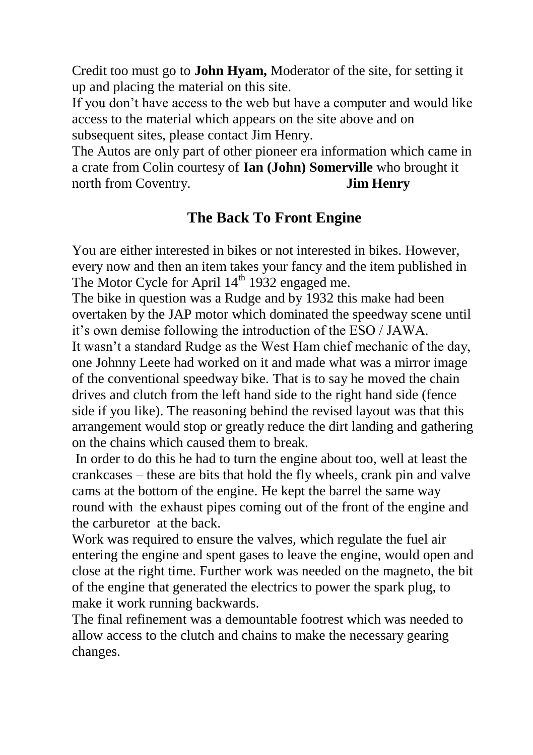Credit too must go to **John Hyam,** Moderator of the site, for setting it up and placing the material on this site.

If you don't have access to the web but have a computer and would like access to the material which appears on the site above and on subsequent sites, please contact Jim Henry.

The Autos are only part of other pioneer era information which came in a crate from Colin courtesy of **Ian (John) Somerville** who brought it north from Coventry. **Jim Henry**

## The Back To Front Engine

You are either interested in bikes or not interested in bikes. However, every now and then an item takes your fancy and the item published in The Motor Cycle for April 14th 1932 engaged me.

The bike in question was a Rudge and by 1932 this make had been overtaken by the JAP motor which dominated the speedway scene until it's own demise following the introduction of the ESO / JAWA.

It wasn't a standard Rudge as the West Ham chief mechanic of the day, one Johnny Leete had worked on it and made what was a mirror image of the conventional speedway bike. That is to say he moved the chain drives and clutch from the left hand side to the right hand side (fence side if you like). The reasoning behind the revised layout was that this arrangement would stop or greatly reduce the dirt landing and gathering on the chains which caused them to break.

In order to do this he had to turn the engine about too, well at least the crankcases – these are bits that hold the fly wheels, crank pin and valve cams at the bottom of the engine. He kept the barrel the same way round with the exhaust pipes coming out of the front of the engine and the carburetor at the back.

Work was required to ensure the valves, which regulate the fuel air entering the engine and spent gases to leave the engine, would open and close at the right time. Further work was needed on the magneto, the bit of the engine that generated the electrics to power the spark plug, to make it work running backwards.

The final refinement was a demountable footrest which was needed to allow access to the clutch and chains to make the necessary gearing changes.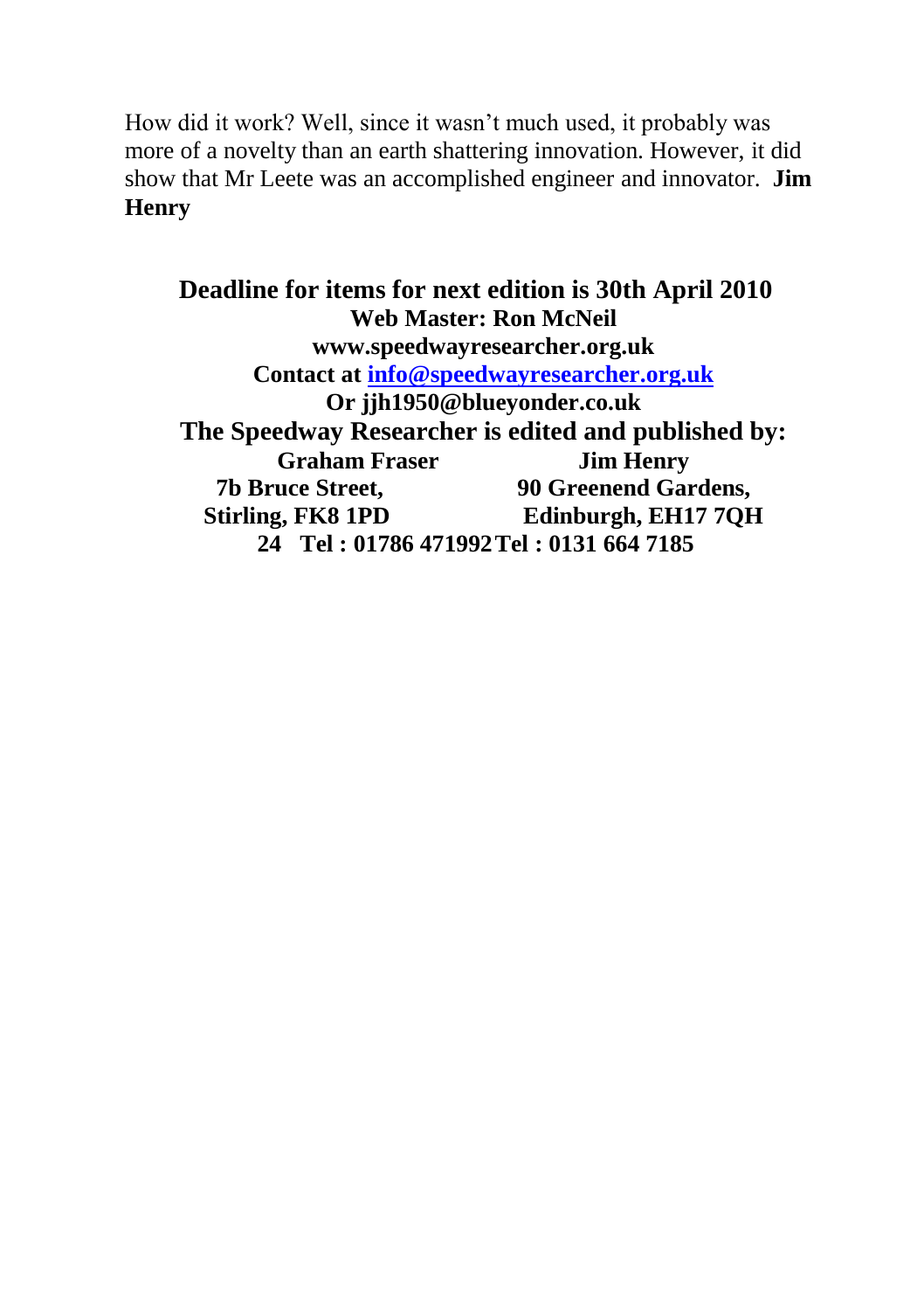How did it work? Well, since it wasn't much used, it probably was more of a novelty than an earth shattering innovation. However, it did show that Mr Leete was an accomplished engineer and innovator. **Jim Henry**

**Deadline for items for next edition is 30th April 2010**
**Web Master: Ron McNeil**
**www.speedwayresearcher.org.uk**
**Contact at info@speedwayresearcher.org.uk**
**Or jjh1950@blueyonder.co.uk**
**The Speedway Researcher is edited and published by:**

| | |
|---|---|
| **Graham Fraser** | **Jim Henry** |
| **7b Bruce Street,** | **90 Greenend Gardens,** |
| **Stirling, FK8 1PD** | **Edinburgh, EH17 7QH** |
| **Tel : 01786 471992** | **Tel : 0131 664 7185** |